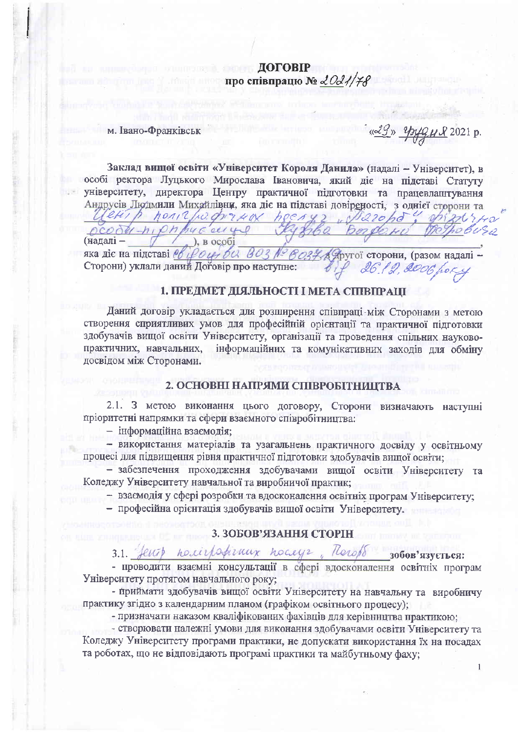# ДОГОВІР
## про співпрацю № 2021/78

м. Івано-Франківськ «29» грудня 2021 р.

**Заклад вищої освіти «Університет Короля Данила»** (надалі – Університет), в особі ректора Луцького Мирослава Івановича, який діє на підставі Статуту університету, директора Центру практичної підготовки та працевлаштування Андрусів Людмили Михайлівни, яка діє на підставі довіреності, з однієї сторони та Центр поліграфічних послуг «Погоріф» фізична особа-підприємець Кузьва Богдана Петровича (надалі – \_\_\_\_\_\_\_), в особі \_\_\_\_\_\_\_\_\_\_\_\_\_\_\_\_\_\_\_\_,
яка діє на підставі свідоцтва ВОЗ № 803749 від 26.12.2006 року, з другої сторони, (разом надалі – Сторони) уклали даний Договір про наступне:

## 1. ПРЕДМЕТ ДІЯЛЬНОСТІ І МЕТА СПІВПРАЦІ

Даний договір укладається для розширення співпраці між Сторонами з метою створення **сприятливих умов для професійної орієнтації та практичної підготовки** здобувачів вищої освіти Університету, організації та проведення спільних науково-практичних, навчальних, інформаційних та комунікативних заходів для обміну досвідом між Сторонами.

## 2. ОСНОВНІ НАПРЯМИ СПІВРОБІТНИЦТВА

2.1. З метою виконання цього договору, Сторони визначають наступні пріоритетні напрямки та сфери взаємного співробітництва:

- інформаційна взаємодія;
- використання матеріалів та узагальнень практичного досвіду у освітньому процесі для підвищення рівня практичної підготовки здобувачів вищої освіти;
- забезпечення проходження здобувачами вищої освіти Університету та Коледжу Університету навчальної та виробничої практик;
- взаємодія у сфері розробки та вдосконалення освітніх програм Університету;
- професійна орієнтація здобувачів вищої освіти Університету.

## 3. ЗОБОВ'ЯЗАННЯ СТОРІН

3.1. Центр поліграфічних послуг „Погоріф" зобов'язується:

- проводити взаємні консультації в сфері вдосконалення освітніх програм Університету протягом навчального року;
- приймати здобувачів вищої освіти Університету на навчальну та виробничу практику згідно з календарним планом (графіком освітнього процесу);
- призначати наказом кваліфікованих фахівців для керівництва практикою;
- створювати належні умови для виконання здобувачами освіти Університету та Коледжу Університету програми практики, не допускати використання їх на посадах та роботах, що не відповідають програмі практики та майбутньому фаху;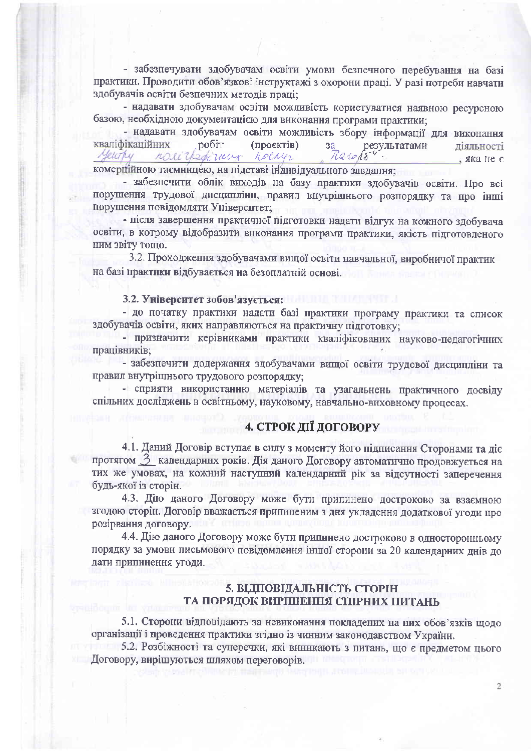- забезпечувати здобувачам освіти умови безпечного перебування на базі практики. Проводити обов'язкові інструктажі з охорони праці. У разі потреби навчати здобувачів освіти безпечних методів праці;

- надавати здобувачам освіти можливість користуватися наявною ресурсною базою, необхідною документацією для виконання програми практики;

- надавати здобувачам освіти можливість збору інформації для виконання кваліфікаційних робіт (проєктів) за результатами діяльності Центру поліграфічних послуг „Папір", яка не є комерційною таємницею, на підставі індивідуального завдання;

- забезпечити облік виходів на базу практики здобувачів освіти. Про всі порушення трудової дисципліни, правил внутрішнього розпорядку та про інші порушення повідомляти Університет;

- після завершення практичної підготовки надати відгук на кожного здобувача освіти, в котрому відобразити виконання програми практики, якість підготовленого ним звіту тощо.

3.2. Проходження здобувачами вищої освіти навчальної, виробничої практик на базі практики відбувається на безоплатній основі.

**3.2. Університет зобов'язується:**

- до початку практики надати базі практики програму практики та список здобувачів освіти, яких направляються на практичну підготовку;

- призначити керівниками практики кваліфікованих науково-педагогічних працівників;

- забезпечити додержання здобувачами вищої освіти трудової дисципліни та правил внутрішнього трудового розпорядку;

- сприяти використанню матеріалів та узагальнень практичного досвіду спільних досліджень в освітньому, науковому, навчально-виховному процесах.

## 4. СТРОК ДІЇ ДОГОВОРУ

4.1. Даний Договір вступає в силу з моменту його підписання Сторонами та діє протягом 3 календарних років. Дія даного Договору автоматично продовжується на тих же умовах, на кожний наступний календарний рік за відсутності заперечення будь-якої із сторін.

4.3. Дію даного Договору може бути припинено достроково за взаємною згодою сторін. Договір вважається припиненим з дня укладення додаткової угоди про розірвання договору.

4.4. Дію даного Договору може бути припинено достроково в односторонньому порядку за умови письмового повідомлення іншої сторони за 20 календарних днів до дати припинення угоди.

## 5. ВІДПОВІДАЛЬНІСТЬ СТОРІН ТА ПОРЯДОК ВИРІШЕННЯ СПІРНИХ ПИТАНЬ

5.1. Сторони відповідають за невиконання покладених на них обов'язків щодо організації і проведення практики згідно із чинним законодавством України.

5.2. Розбіжності та суперечки, які виникають з питань, що є предметом цього Договору, вирішуються шляхом переговорів.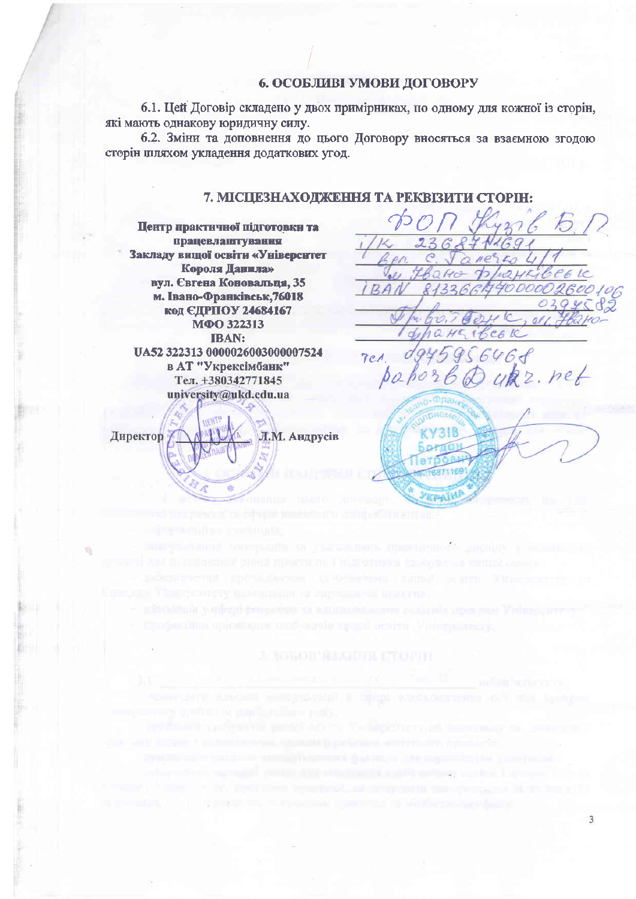## 6. ОСОБЛИВІ УМОВИ ДОГОВОРУ

6.1. Цей Договір складено у двох примірниках, по одному для кожної із сторін, які мають однакову юридичну силу.

6.2. Зміни та доповнення до цього Договору вносяться за взаємною згодою сторін шляхом укладення додаткових угод.

## 7. МІСЦЕЗНАХОДЖЕННЯ ТА РЕКВІЗИТИ СТОРІН:

| | |
|---|---|
| **Центр практичної підготовки та працевлаштування Закладу вищої освіти «Університет Короля Данила»** | ФОП Кузів Б.П. |
| **вул. Євгена Коновальця, 35** | і/к. 2368711691 |
| **м. Івано-Франківськ,76018** | вул. С. Галечка 4/1 |
| **код ЄДРПОУ 24684167** | м. Івано-Франківськ |
| **МФО 322313** | IBAN 813366740000026001060394582 |
| **IBAN:** | Приватбанк, м. Івано-Франківськ |
| **UA52 322313 0000026003000007524** | тел. 0945956468 |
| **в АТ "Укрексімбанк"** | pabov6@ukr.net |
| **Тел. +380342771845** | |
| **university@ukd.edu.ua** | |
| **Директор** _______ **Л.М. Андрусів** | |